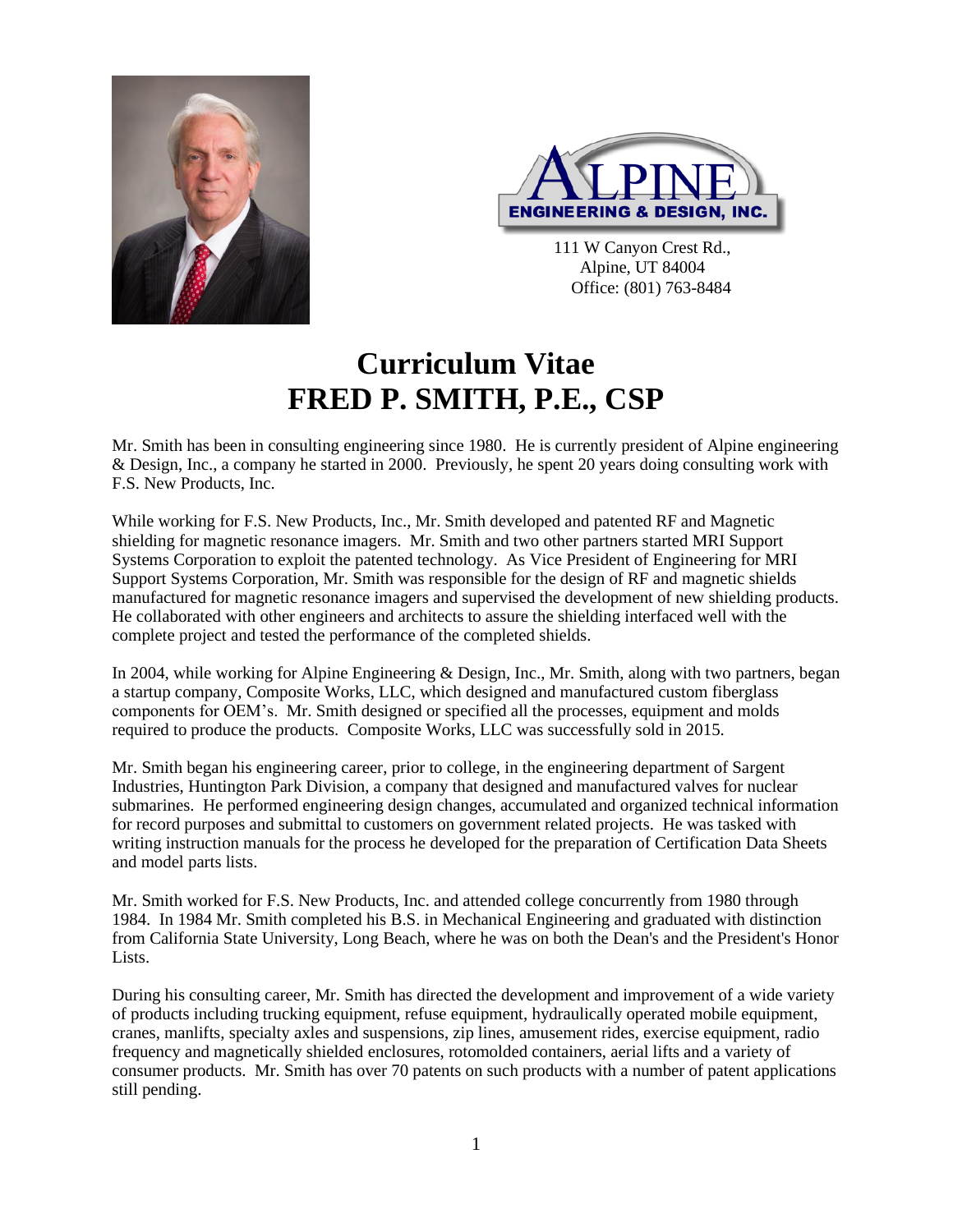111 W Canyon Crest Rd.,
Alpine, UT 84004
Office: (801) 763-8484

# Curriculum Vitae
# FRED P. SMITH, P.E., CSP

Mr. Smith has been in consulting engineering since 1980. He is currently president of Alpine engineering & Design, Inc., a company he started in 2000. Previously, he spent 20 years doing consulting work with F.S. New Products, Inc.

While working for F.S. New Products, Inc., Mr. Smith developed and patented RF and Magnetic shielding for magnetic resonance imagers. Mr. Smith and two other partners started MRI Support Systems Corporation to exploit the patented technology. As Vice President of Engineering for MRI Support Systems Corporation, Mr. Smith was responsible for the design of RF and magnetic shields manufactured for magnetic resonance imagers and supervised the development of new shielding products. He collaborated with other engineers and architects to assure the shielding interfaced well with the complete project and tested the performance of the completed shields.

In 2004, while working for Alpine Engineering & Design, Inc., Mr. Smith, along with two partners, began a startup company, Composite Works, LLC, which designed and manufactured custom fiberglass components for OEM's. Mr. Smith designed or specified all the processes, equipment and molds required to produce the products. Composite Works, LLC was successfully sold in 2015.

Mr. Smith began his engineering career, prior to college, in the engineering department of Sargent Industries, Huntington Park Division, a company that designed and manufactured valves for nuclear submarines. He performed engineering design changes, accumulated and organized technical information for record purposes and submittal to customers on government related projects. He was tasked with writing instruction manuals for the process he developed for the preparation of Certification Data Sheets and model parts lists.

Mr. Smith worked for F.S. New Products, Inc. and attended college concurrently from 1980 through 1984. In 1984 Mr. Smith completed his B.S. in Mechanical Engineering and graduated with distinction from California State University, Long Beach, where he was on both the Dean's and the President's Honor Lists.

During his consulting career, Mr. Smith has directed the development and improvement of a wide variety of products including trucking equipment, refuse equipment, hydraulically operated mobile equipment, cranes, manlifts, specialty axles and suspensions, zip lines, amusement rides, exercise equipment, radio frequency and magnetically shielded enclosures, rotomolded containers, aerial lifts and a variety of consumer products. Mr. Smith has over 70 patents on such products with a number of patent applications still pending.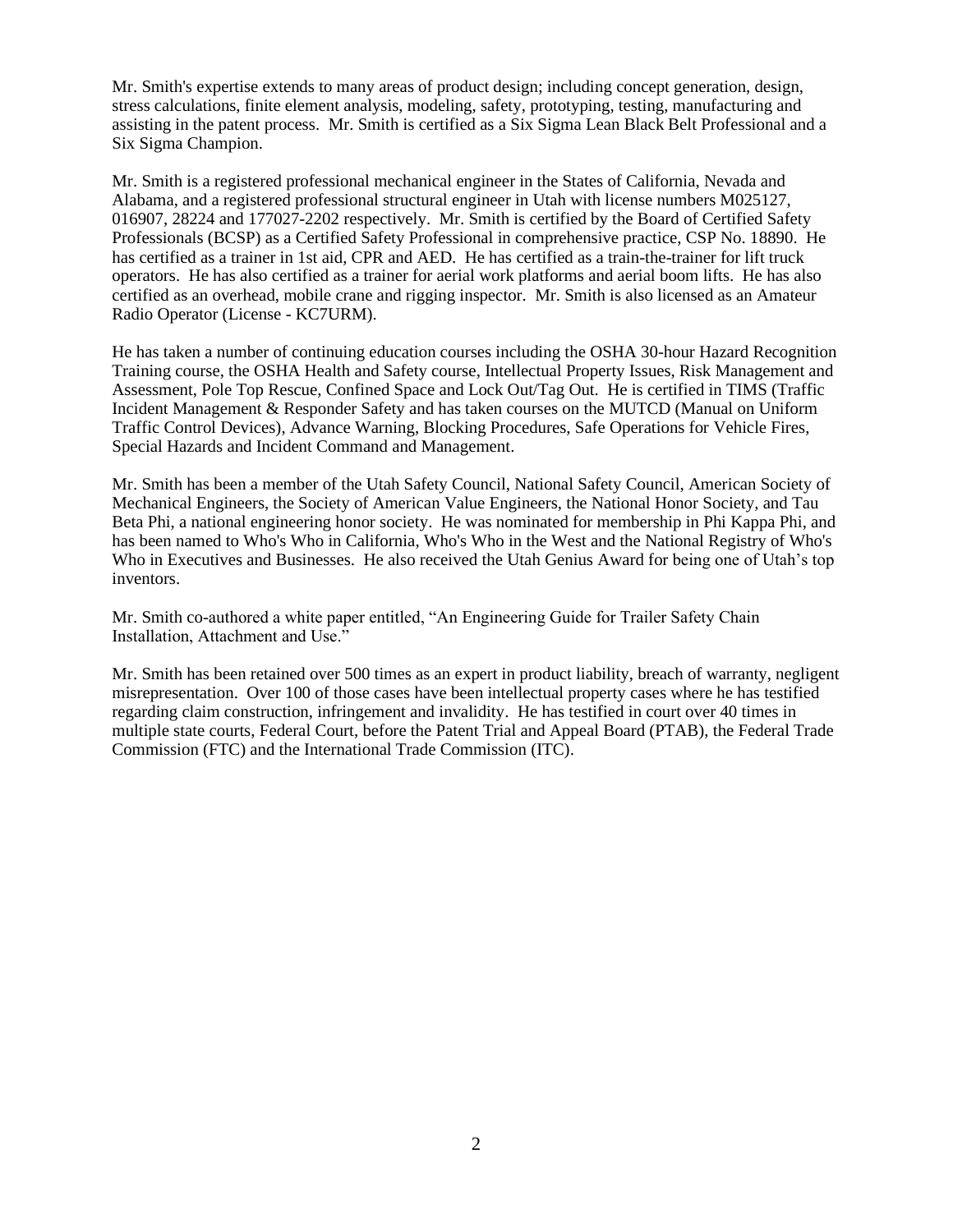Mr. Smith's expertise extends to many areas of product design; including concept generation, design, stress calculations, finite element analysis, modeling, safety, prototyping, testing, manufacturing and assisting in the patent process. Mr. Smith is certified as a Six Sigma Lean Black Belt Professional and a Six Sigma Champion.

Mr. Smith is a registered professional mechanical engineer in the States of California, Nevada and Alabama, and a registered professional structural engineer in Utah with license numbers M025127, 016907, 28224 and 177027-2202 respectively. Mr. Smith is certified by the Board of Certified Safety Professionals (BCSP) as a Certified Safety Professional in comprehensive practice, CSP No. 18890. He has certified as a trainer in 1st aid, CPR and AED. He has certified as a train-the-trainer for lift truck operators. He has also certified as a trainer for aerial work platforms and aerial boom lifts. He has also certified as an overhead, mobile crane and rigging inspector. Mr. Smith is also licensed as an Amateur Radio Operator (License - KC7URM).

He has taken a number of continuing education courses including the OSHA 30-hour Hazard Recognition Training course, the OSHA Health and Safety course, Intellectual Property Issues, Risk Management and Assessment, Pole Top Rescue, Confined Space and Lock Out/Tag Out. He is certified in TIMS (Traffic Incident Management & Responder Safety and has taken courses on the MUTCD (Manual on Uniform Traffic Control Devices), Advance Warning, Blocking Procedures, Safe Operations for Vehicle Fires, Special Hazards and Incident Command and Management.

Mr. Smith has been a member of the Utah Safety Council, National Safety Council, American Society of Mechanical Engineers, the Society of American Value Engineers, the National Honor Society, and Tau Beta Phi, a national engineering honor society. He was nominated for membership in Phi Kappa Phi, and has been named to Who's Who in California, Who's Who in the West and the National Registry of Who's Who in Executives and Businesses. He also received the Utah Genius Award for being one of Utah's top inventors.

Mr. Smith co-authored a white paper entitled, "An Engineering Guide for Trailer Safety Chain Installation, Attachment and Use."

Mr. Smith has been retained over 500 times as an expert in product liability, breach of warranty, negligent misrepresentation. Over 100 of those cases have been intellectual property cases where he has testified regarding claim construction, infringement and invalidity. He has testified in court over 40 times in multiple state courts, Federal Court, before the Patent Trial and Appeal Board (PTAB), the Federal Trade Commission (FTC) and the International Trade Commission (ITC).